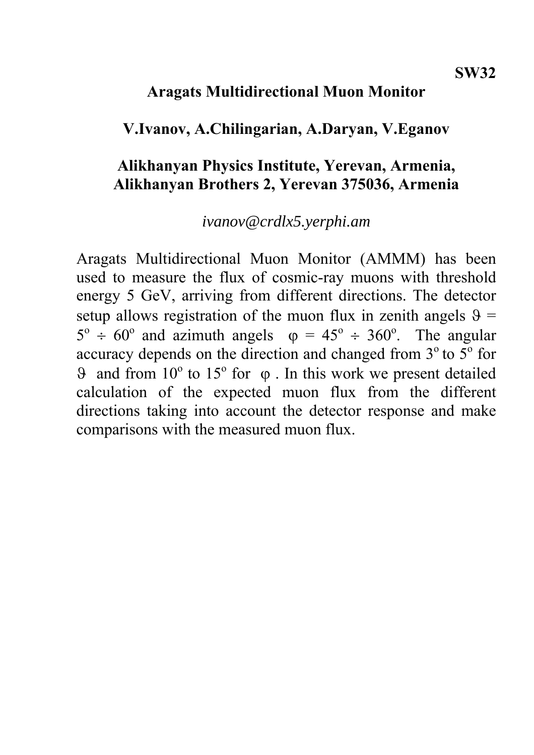**SW32**

# Aragats Multidirectional Muon Monitor

**V.Ivanov, A.Chilingarian, A.Daryan, V.Eganov**

**Alikhanyan Physics Institute, Yerevan, Armenia,**
**Alikhanyan Brothers 2, Yerevan 375036, Armenia**

*ivanov@crdlx5.yerphi.am*

Aragats Multidirectional Muon Monitor (AMMM) has been used to measure the flux of cosmic-ray muons with threshold energy 5 GeV, arriving from different directions. The detector setup allows registration of the muon flux in zenith angels $\vartheta = 5^{o} \div 60^{o}$ and azimuth angels $\varphi = 45^{o} \div 360^{o}$. The angular accuracy depends on the direction and changed from $3^{o}$ to $5^{o}$ for $\vartheta$ and from $10^{o}$ to $15^{o}$ for $\varphi$. In this work we present detailed calculation of the expected muon flux from the different directions taking into account the detector response and make comparisons with the measured muon flux.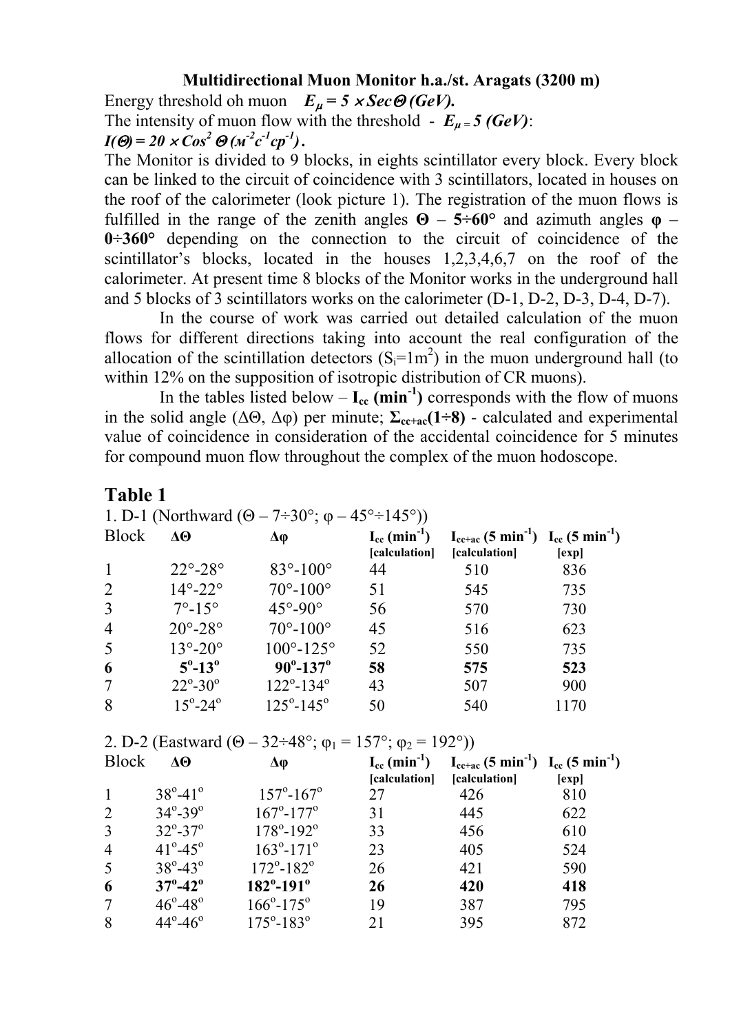**Multidirectional Muon Monitor h.a./st. Aragats (3200 m)**

Energy threshold oh muon $E_\mu = 5 \times Sec\Theta$ *(GeV)*.

The intensity of muon flow with the threshold - $E_\mu = 5$ *(GeV)*:

$I(\Theta) = 20 \times Cos^2\,\Theta$ *(м$^{-2}$с$^{-1}$ср$^{-1}$)*.

The Monitor is divided to 9 blocks, in eights scintillator every block. Every block can be linked to the circuit of coincidence with 3 scintillators, located in houses on the roof of the calorimeter (look picture 1). The registration of the muon flows is fulfilled in the range of the zenith angles **Θ – 5÷60°** and azimuth angles **φ – 0÷360°** depending on the connection to the circuit of coincidence of the scintillator's blocks, located in the houses 1,2,3,4,6,7 on the roof of the calorimeter. At present time 8 blocks of the Monitor works in the underground hall and 5 blocks of 3 scintillators works on the calorimeter (D-1, D-2, D-3, D-4, D-7).

In the course of work was carried out detailed calculation of the muon flows for different directions taking into account the real configuration of the allocation of the scintillation detectors ($S_i$=1m$^2$) in the muon underground hall (to within 12% on the supposition of isotropic distribution of CR muons).

In the tables listed below – **$I_{cc}$ (min$^{-1}$)** corresponds with the flow of muons in the solid angle (ΔΘ, Δφ) per minute; **$\Sigma_{cc+ac}$(1÷8)** - calculated and experimental value of coincidence in consideration of the accidental coincidence for 5 minutes for compound muon flow throughout the complex of the muon hodoscope.

## Table 1

1. D-1 (Northward (Θ – 7÷30°; φ – 45°÷145°))

| Block | ΔΘ | Δφ | $I_{cc}$ (min$^{-1}$) [calculation] | $I_{cc+ac}$ (5 min$^{-1}$) [calculation] | $I_{cc}$ (5 min$^{-1}$) [exp] |
|---|---|---|---|---|---|
| 1 | 22°-28° | 83°-100° | 44 | 510 | 836 |
| 2 | 14°-22° | 70°-100° | 51 | 545 | 735 |
| 3 | 7°-15° | 45°-90° | 56 | 570 | 730 |
| 4 | 20°-28° | 70°-100° | 45 | 516 | 623 |
| 5 | 13°-20° | 100°-125° | 52 | 550 | 735 |
| **6** | **5°-13°** | **90°-137°** | **58** | **575** | **523** |
| 7 | 22°-30° | 122°-134° | 43 | 507 | 900 |
| 8 | 15°-24° | 125°-145° | 50 | 540 | 1170 |

2. D-2 (Eastward (Θ – 32÷48°; $\varphi_1$ = 157°; $\varphi_2$ = 192°))

| Block | ΔΘ | Δφ | $I_{cc}$ (min$^{-1}$) [calculation] | $I_{cc+ac}$ (5 min$^{-1}$) [calculation] | $I_{cc}$ (5 min$^{-1}$) [exp] |
|---|---|---|---|---|---|
| 1 | 38°-41° | 157°-167° | 27 | 426 | 810 |
| 2 | 34°-39° | 167°-177° | 31 | 445 | 622 |
| 3 | 32°-37° | 178°-192° | 33 | 456 | 610 |
| 4 | 41°-45° | 163°-171° | 23 | 405 | 524 |
| 5 | 38°-43° | 172°-182° | 26 | 421 | 590 |
| **6** | **37°-42°** | **182°-191°** | **26** | **420** | **418** |
| 7 | 46°-48° | 166°-175° | 19 | 387 | 795 |
| 8 | 44°-46° | 175°-183° | 21 | 395 | 872 |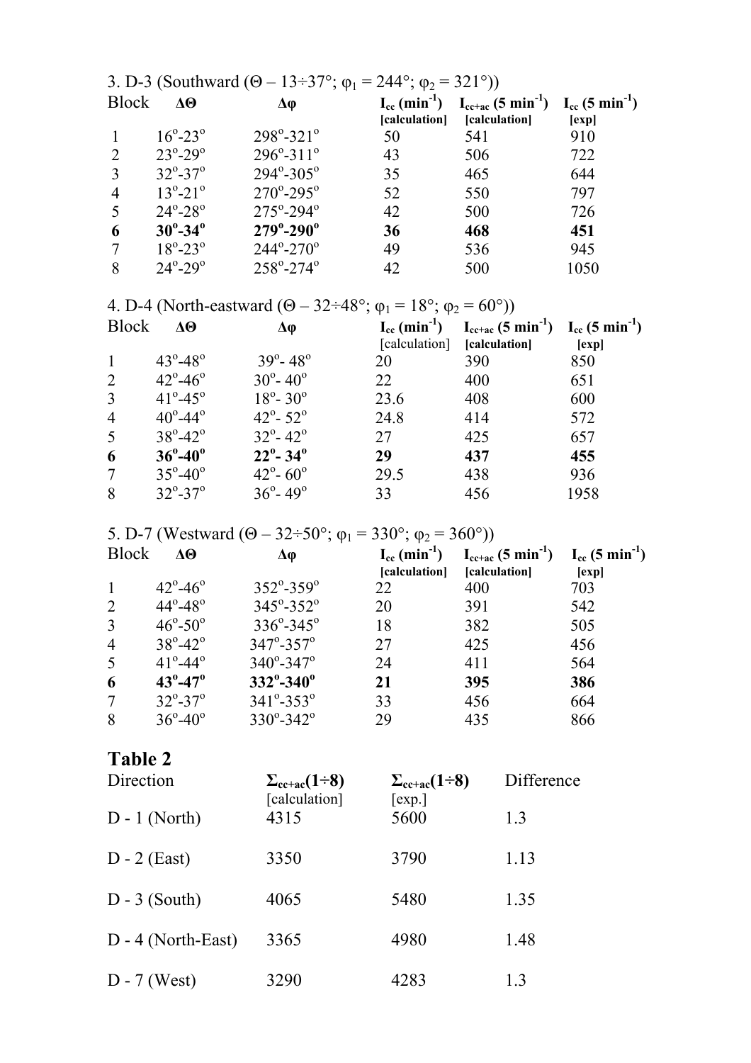3. D-3 (Southward ($\Theta$ – 13÷37°; $\varphi_1$ = 244°; $\varphi_2$ = 321°))

| Block | $\Delta\Theta$ | $\Delta\varphi$ | $I_{cc}$ ($min^{-1}$) [calculation] | $I_{cc+ac}$ (5 $min^{-1}$) [calculation] | $I_{cc}$ (5 $min^{-1}$) [exp] |
|---|---|---|---|---|---|
| 1 | 16°-23° | 298°-321° | 50 | 541 | 910 |
| 2 | 23°-29° | 296°-311° | 43 | 506 | 722 |
| 3 | 32°-37° | 294°-305° | 35 | 465 | 644 |
| 4 | 13°-21° | 270°-295° | 52 | 550 | 797 |
| 5 | 24°-28° | 275°-294° | 42 | 500 | 726 |
| **6** | **30°-34°** | **279°-290°** | **36** | **468** | **451** |
| 7 | 18°-23° | 244°-270° | 49 | 536 | 945 |
| 8 | 24°-29° | 258°-274° | 42 | 500 | 1050 |

4. D-4 (North-eastward ($\Theta$ – 32÷48°; $\varphi_1$ = 18°; $\varphi_2$ = 60°))

| Block | $\Delta\Theta$ | $\Delta\varphi$ | $I_{cc}$ ($min^{-1}$) [calculation] | $I_{cc+ac}$ (5 $min^{-1}$) [calculation] | $I_{cc}$ (5 $min^{-1}$) [exp] |
|---|---|---|---|---|---|
| 1 | 43°-48° | 39°- 48° | 20 | 390 | 850 |
| 2 | 42°-46° | 30°- 40° | 22 | 400 | 651 |
| 3 | 41°-45° | 18°- 30° | 23.6 | 408 | 600 |
| 4 | 40°-44° | 42°- 52° | 24.8 | 414 | 572 |
| 5 | 38°-42° | 32°- 42° | 27 | 425 | 657 |
| **6** | **36°-40°** | **22°- 34°** | **29** | **437** | **455** |
| 7 | 35°-40° | 42°- 60° | 29.5 | 438 | 936 |
| 8 | 32°-37° | 36°- 49° | 33 | 456 | 1958 |

5. D-7 (Westward ($\Theta$ – 32÷50°; $\varphi_1$ = 330°; $\varphi_2$ = 360°))

| Block | $\Delta\Theta$ | $\Delta\varphi$ | $I_{cc}$ ($min^{-1}$) [calculation] | $I_{cc+ac}$ (5 $min^{-1}$) [calculation] | $I_{cc}$ (5 $min^{-1}$) [exp] |
|---|---|---|---|---|---|
| 1 | 42°-46° | 352°-359° | 22 | 400 | 703 |
| 2 | 44°-48° | 345°-352° | 20 | 391 | 542 |
| 3 | 46°-50° | 336°-345° | 18 | 382 | 505 |
| 4 | 38°-42° | 347°-357° | 27 | 425 | 456 |
| 5 | 41°-44° | 340°-347° | 24 | 411 | 564 |
| **6** | **43°-47°** | **332°-340°** | **21** | **395** | **386** |
| 7 | 32°-37° | 341°-353° | 33 | 456 | 664 |
| 8 | 36°-40° | 330°-342° | 29 | 435 | 866 |

## Table 2

| Direction | $\Sigma_{cc+ac}$(1÷8) [calculation] | $\Sigma_{cc+ac}$(1÷8) [exp.] | Difference |
|---|---|---|---|
| D - 1 (North) | 4315 | 5600 | 1.3 |
| D - 2 (East) | 3350 | 3790 | 1.13 |
| D - 3 (South) | 4065 | 5480 | 1.35 |
| D - 4 (North-East) | 3365 | 4980 | 1.48 |
| D - 7 (West) | 3290 | 4283 | 1.3 |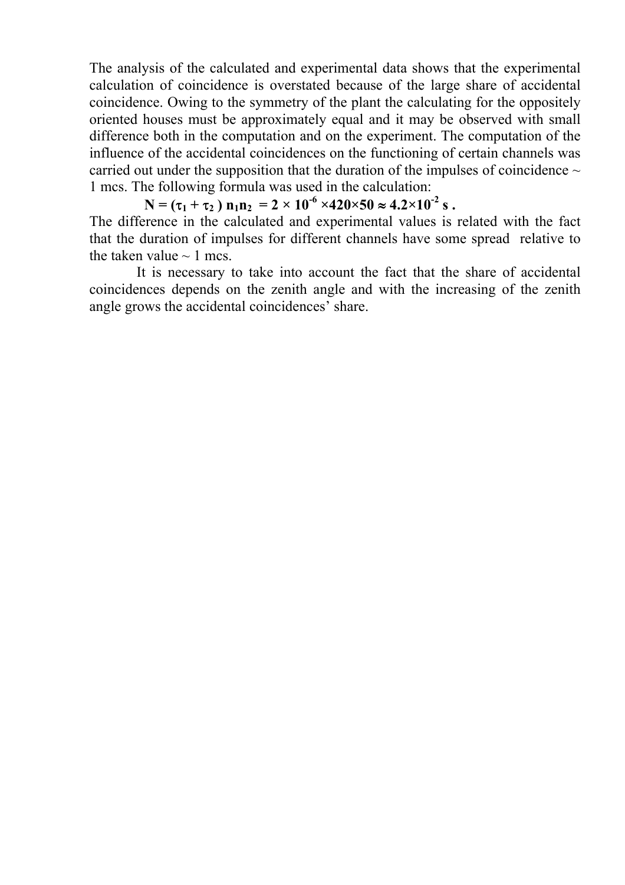The analysis of the calculated and experimental data shows that the experimental calculation of coincidence is overstated because of the large share of accidental coincidence. Owing to the symmetry of the plant the calculating for the oppositely oriented houses must be approximately equal and it may be observed with small difference both in the computation and on the experiment. The computation of the influence of the accidental coincidences on the functioning of certain channels was carried out under the supposition that the duration of the impulses of coincidence ~ 1 mcs. The following formula was used in the calculation:

$$\mathbf{N = (\tau_1 + \tau_2)\, n_1 n_2 = 2 \times 10^{-6} \times 420 \times 50 \approx 4.2 \times 10^{-2}\ s\ .}$$

The difference in the calculated and experimental values is related with the fact that the duration of impulses for different channels have some spread relative to the taken value ~ 1 mcs.

It is necessary to take into account the fact that the share of accidental coincidences depends on the zenith angle and with the increasing of the zenith angle grows the accidental coincidences' share.